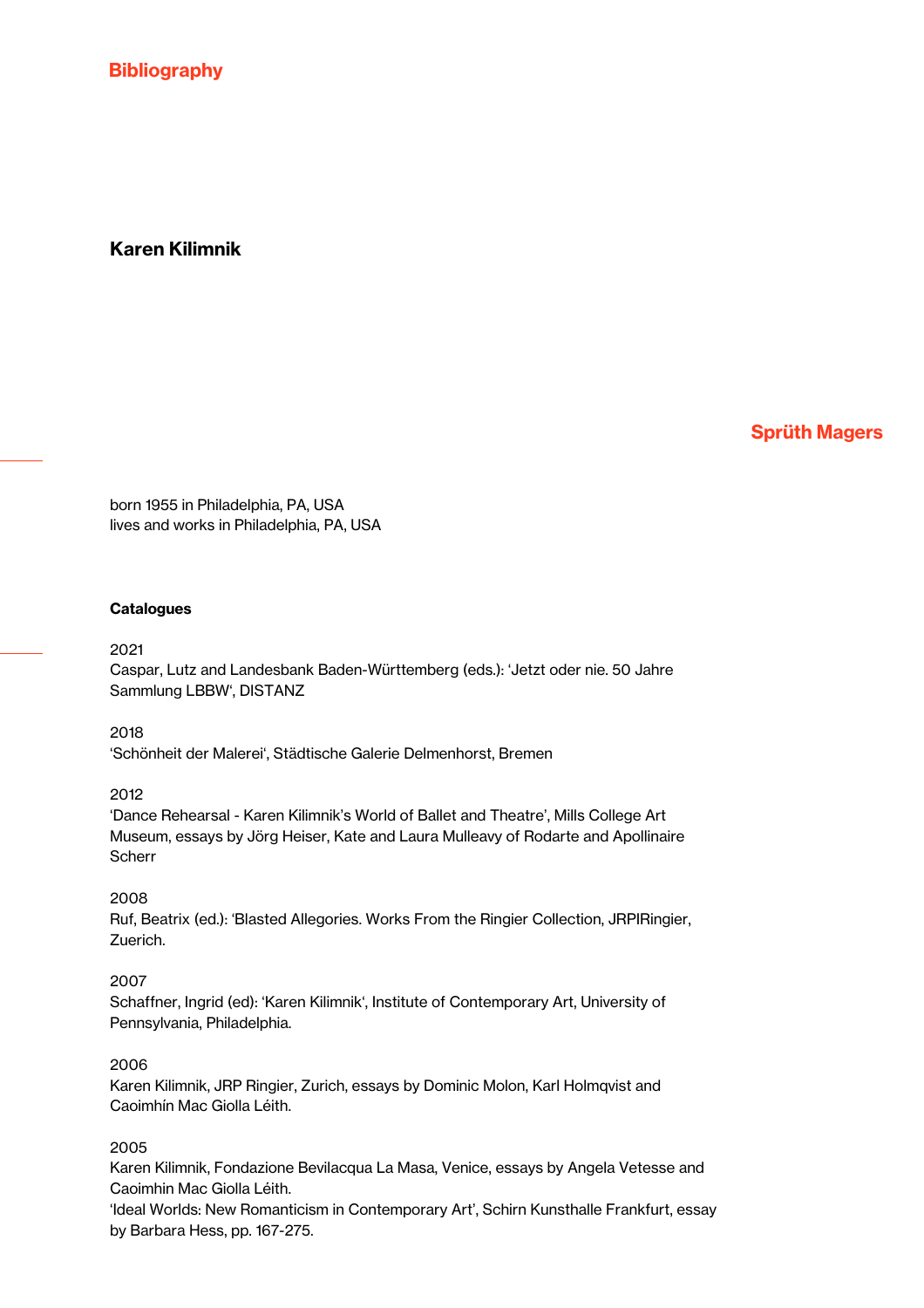# Bibliography

## Karen Kilimnik

Sprüth Magers

born 1955 in Philadelphia, PA, USA
lives and works in Philadelphia, PA, USA

### Catalogues

2021
Caspar, Lutz and Landesbank Baden-Württemberg (eds.): 'Jetzt oder nie. 50 Jahre Sammlung LBBW', DISTANZ

2018
'Schönheit der Malerei', Städtische Galerie Delmenhorst, Bremen

2012
'Dance Rehearsal - Karen Kilimnik's World of Ballet and Theatre', Mills College Art Museum, essays by Jörg Heiser, Kate and Laura Mulleavy of Rodarte and Apollinaire Scherr

2008
Ruf, Beatrix (ed.): 'Blasted Allegories. Works From the Ringier Collection, JRPIRingier, Zuerich.

2007
Schaffner, Ingrid (ed): 'Karen Kilimnik', Institute of Contemporary Art, University of Pennsylvania, Philadelphia.

2006
Karen Kilimnik, JRP Ringier, Zurich, essays by Dominic Molon, Karl Holmqvist and Caoimhín Mac Giolla Léith.

2005
Karen Kilimnik, Fondazione Bevilacqua La Masa, Venice, essays by Angela Vetesse and Caoimhin Mac Giolla Léith.
'Ideal Worlds: New Romanticism in Contemporary Art', Schirn Kunsthalle Frankfurt, essay by Barbara Hess, pp. 167-275.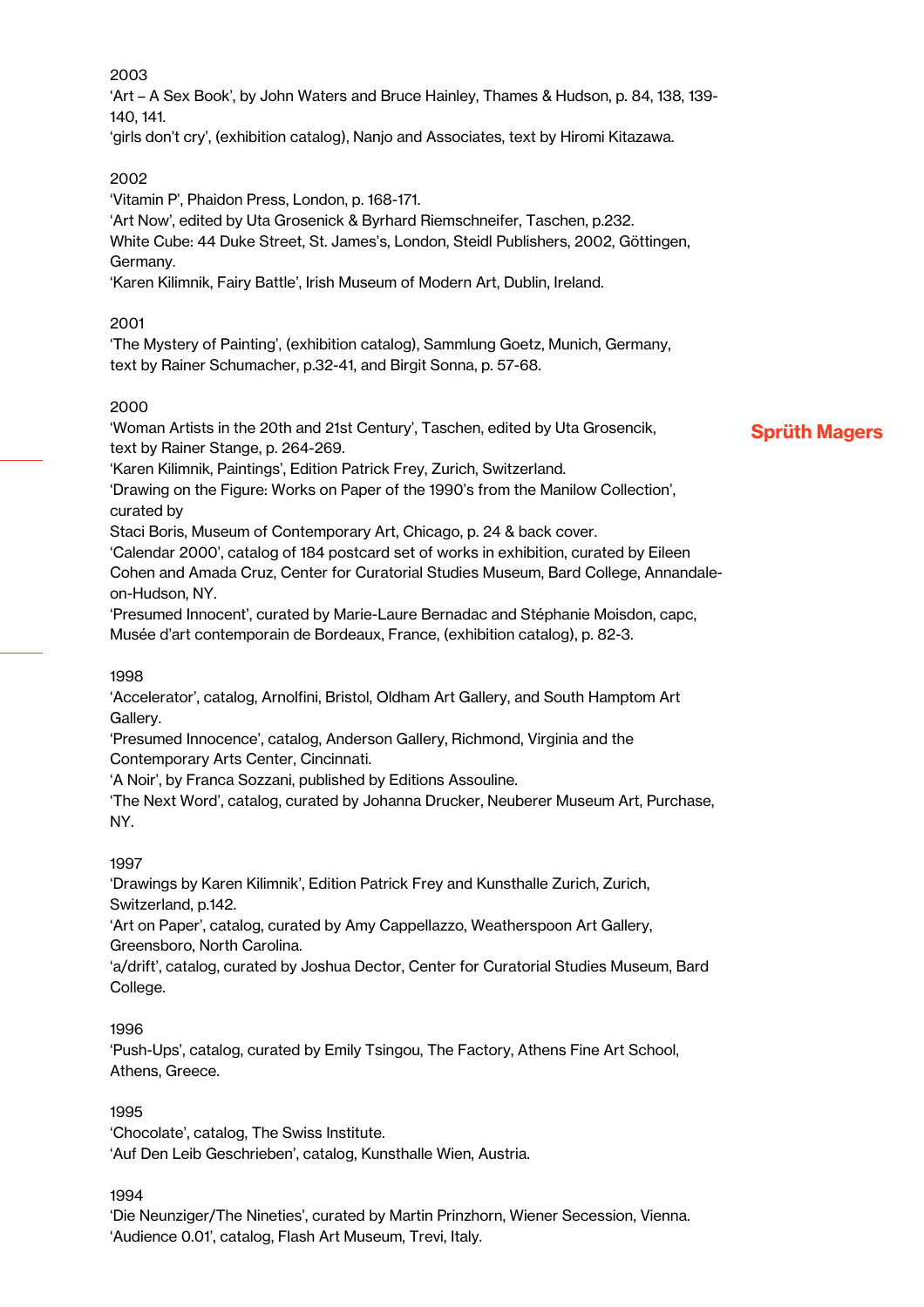2003

'Art – A Sex Book', by John Waters and Bruce Hainley, Thames & Hudson, p. 84, 138, 139-140, 141.

'girls don't cry', (exhibition catalog), Nanjo and Associates, text by Hiromi Kitazawa.

2002

'Vitamin P', Phaidon Press, London, p. 168-171.

'Art Now', edited by Uta Grosenick & Byrhard Riemschneifer, Taschen, p.232.

White Cube: 44 Duke Street, St. James's, London, Steidl Publishers, 2002, Göttingen, Germany.

'Karen Kilimnik, Fairy Battle', Irish Museum of Modern Art, Dublin, Ireland.

2001

'The Mystery of Painting', (exhibition catalog), Sammlung Goetz, Munich, Germany, text by Rainer Schumacher, p.32-41, and Birgit Sonna, p. 57-68.

2000

'Woman Artists in the 20th and 21st Century', Taschen, edited by Uta Grosencik, text by Rainer Stange, p. 264-269.

'Karen Kilimnik, Paintings', Edition Patrick Frey, Zurich, Switzerland.

'Drawing on the Figure: Works on Paper of the 1990's from the Manilow Collection', curated by

Staci Boris, Museum of Contemporary Art, Chicago, p. 24 & back cover.

'Calendar 2000', catalog of 184 postcard set of works in exhibition, curated by Eileen Cohen and Amada Cruz, Center for Curatorial Studies Museum, Bard College, Annandale-on-Hudson, NY.

'Presumed Innocent', curated by Marie-Laure Bernadac and Stéphanie Moisdon, capc, Musée d'art contemporain de Bordeaux, France, (exhibition catalog), p. 82-3.

1998

'Accelerator', catalog, Arnolfini, Bristol, Oldham Art Gallery, and South Hamptom Art Gallery.

'Presumed Innocence', catalog, Anderson Gallery, Richmond, Virginia and the Contemporary Arts Center, Cincinnati.

'A Noir', by Franca Sozzani, published by Editions Assouline.

'The Next Word', catalog, curated by Johanna Drucker, Neuberer Museum Art, Purchase, NY.

1997

'Drawings by Karen Kilimnik', Edition Patrick Frey and Kunsthalle Zurich, Zurich, Switzerland, p.142.

'Art on Paper', catalog, curated by Amy Cappellazzo, Weatherspoon Art Gallery, Greensboro, North Carolina.

'a/drift', catalog, curated by Joshua Dector, Center for Curatorial Studies Museum, Bard College.

1996

'Push-Ups', catalog, curated by Emily Tsingou, The Factory, Athens Fine Art School, Athens, Greece.

1995

'Chocolate', catalog, The Swiss Institute.

'Auf Den Leib Geschrieben', catalog, Kunsthalle Wien, Austria.

1994

'Die Neunziger/The Nineties', curated by Martin Prinzhorn, Wiener Secession, Vienna.

'Audience 0.01', catalog, Flash Art Museum, Trevi, Italy.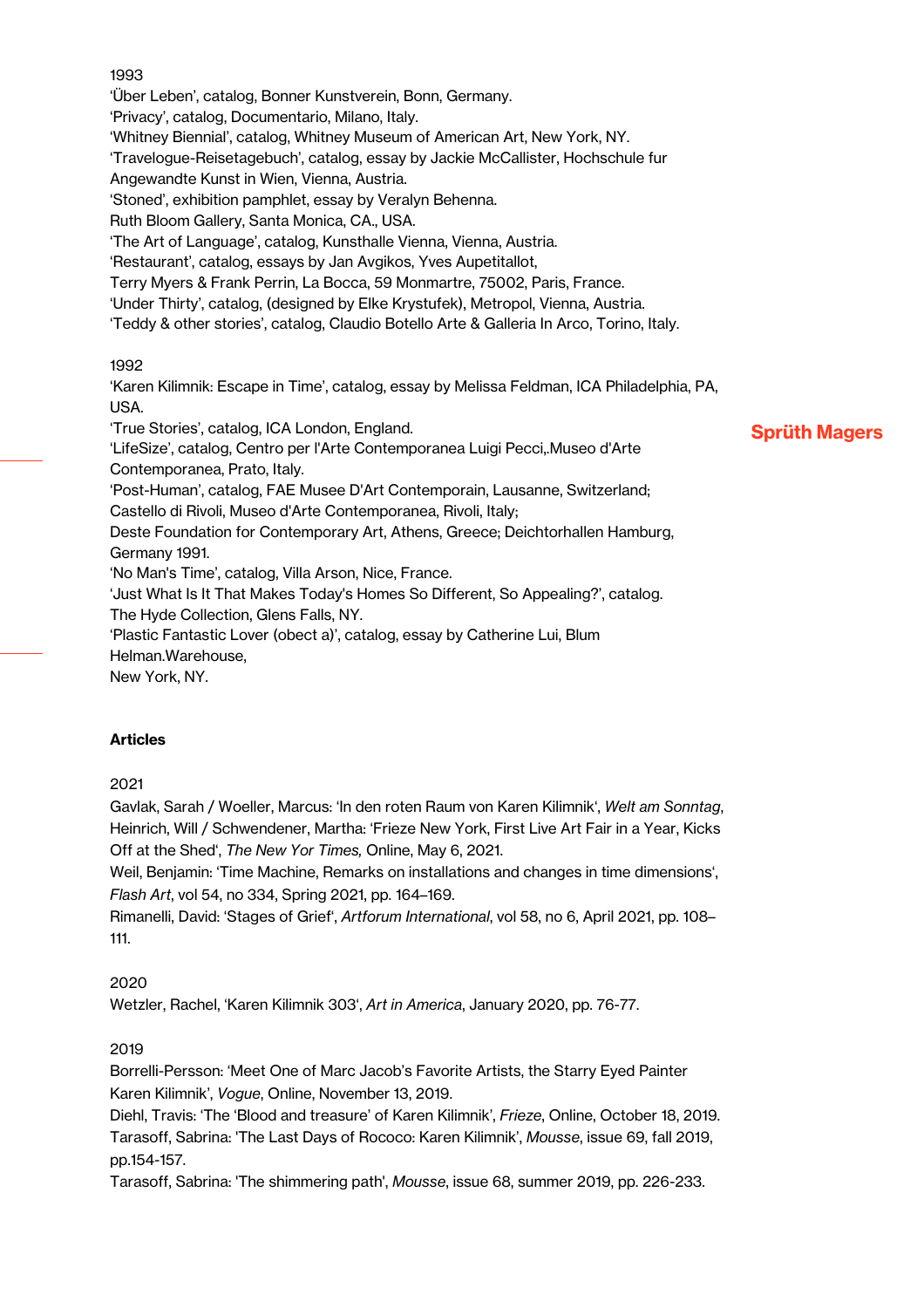1993

'Über Leben', catalog, Bonner Kunstverein, Bonn, Germany.
'Privacy', catalog, Documentario, Milano, Italy.
'Whitney Biennial', catalog, Whitney Museum of American Art, New York, NY.
'Travelogue-Reisetagebuch', catalog, essay by Jackie McCallister, Hochschule fur Angewandte Kunst in Wien, Vienna, Austria.
'Stoned', exhibition pamphlet, essay by Veralyn Behenna.
Ruth Bloom Gallery, Santa Monica, CA., USA.
'The Art of Language', catalog, Kunsthalle Vienna, Vienna, Austria.
'Restaurant', catalog, essays by Jan Avgikos, Yves Aupetitallot,
Terry Myers & Frank Perrin, La Bocca, 59 Monmartre, 75002, Paris, France.
'Under Thirty', catalog, (designed by Elke Krystufek), Metropol, Vienna, Austria.
'Teddy & other stories', catalog, Claudio Botello Arte & Galleria In Arco, Torino, Italy.

1992

'Karen Kilimnik: Escape in Time', catalog, essay by Melissa Feldman, ICA Philadelphia, PA, USA.
'True Stories', catalog, ICA London, England.
'LifeSize', catalog, Centro per l'Arte Contemporanea Luigi Pecci,.Museo d'Arte Contemporanea, Prato, Italy.
'Post-Human', catalog, FAE Musee D'Art Contemporain, Lausanne, Switzerland;
Castello di Rivoli, Museo d'Arte Contemporanea, Rivoli, Italy;
Deste Foundation for Contemporary Art, Athens, Greece; Deichtorhallen Hamburg, Germany 1991.
'No Man's Time', catalog, Villa Arson, Nice, France.
'Just What Is It That Makes Today's Homes So Different, So Appealing?', catalog.
The Hyde Collection, Glens Falls, NY.
'Plastic Fantastic Lover (obect a)', catalog, essay by Catherine Lui, Blum Helman.Warehouse,
New York, NY.

**Articles**

2021

Gavlak, Sarah / Woeller, Marcus: 'In den roten Raum von Karen Kilimnik', *Welt am Sonntag*,
Heinrich, Will / Schwendener, Martha: 'Frieze New York, First Live Art Fair in a Year, Kicks Off at the Shed', *The New Yor Times,* Online, May 6, 2021.
Weil, Benjamin: 'Time Machine, Remarks on installations and changes in time dimensions', *Flash Art*, vol 54, no 334, Spring 2021, pp. 164–169.
Rimanelli, David: 'Stages of Grief', *Artforum International*, vol 58, no 6, April 2021, pp. 108–111.

2020

Wetzler, Rachel, 'Karen Kilimnik 303', *Art in America*, January 2020, pp. 76-77.

2019

Borrelli-Persson: 'Meet One of Marc Jacob's Favorite Artists, the Starry Eyed Painter Karen Kilimnik', *Vogue*, Online, November 13, 2019.
Diehl, Travis: 'The 'Blood and treasure' of Karen Kilimnik', *Frieze*, Online, October 18, 2019.
Tarasoff, Sabrina: 'The Last Days of Rococo: Karen Kilimnik', *Mousse*, issue 69, fall 2019, pp.154-157.
Tarasoff, Sabrina: 'The shimmering path', *Mousse*, issue 68, summer 2019, pp. 226-233.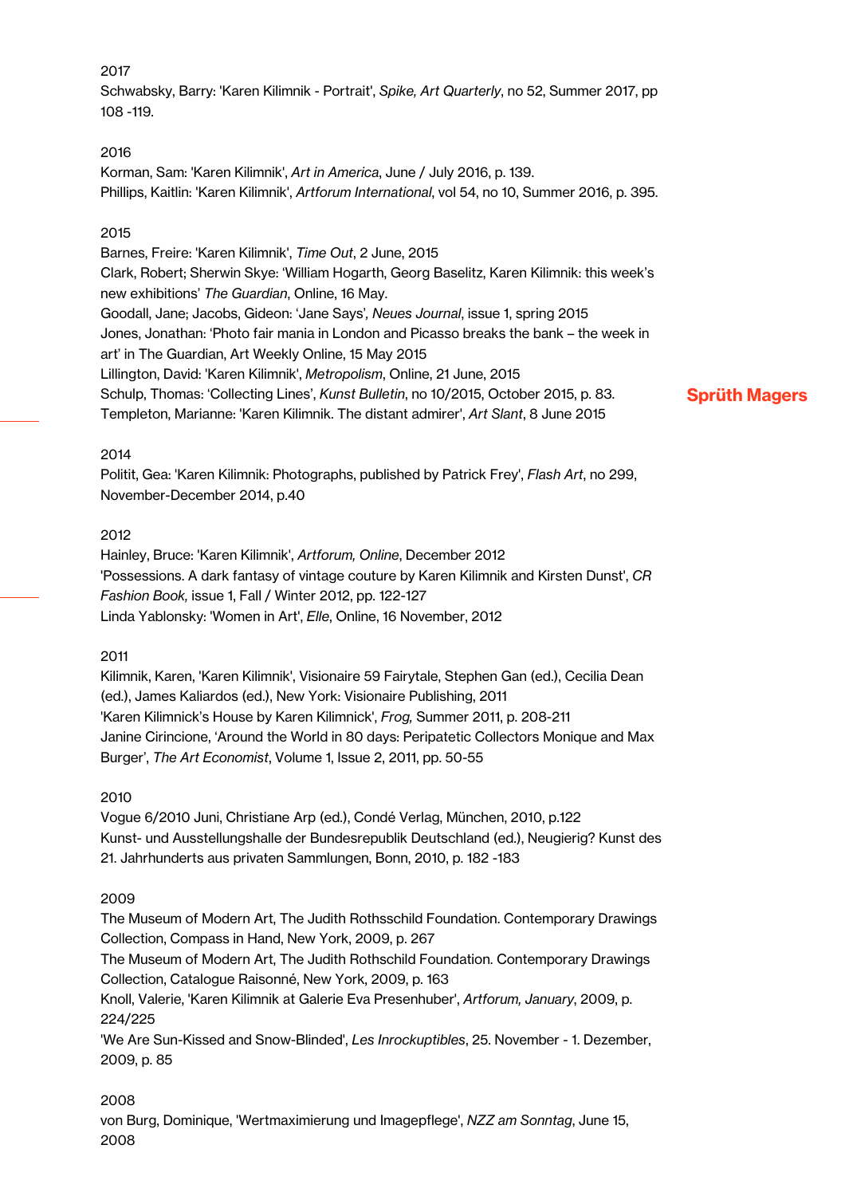2017

Schwabsky, Barry: 'Karen Kilimnik - Portrait', *Spike, Art Quarterly*, no 52, Summer 2017, pp 108 -119.

2016

Korman, Sam: 'Karen Kilimnik', *Art in America*, June / July 2016, p. 139.
Phillips, Kaitlin: 'Karen Kilimnik', *Artforum International*, vol 54, no 10, Summer 2016, p. 395.

2015

Barnes, Freire: 'Karen Kilimnik', *Time Out*, 2 June, 2015
Clark, Robert; Sherwin Skye: 'William Hogarth, Georg Baselitz, Karen Kilimnik: this week's new exhibitions' *The Guardian*, Online, 16 May.
Goodall, Jane; Jacobs, Gideon: 'Jane Says', *Neues Journal*, issue 1, spring 2015
Jones, Jonathan: 'Photo fair mania in London and Picasso breaks the bank – the week in art' in The Guardian, Art Weekly Online, 15 May 2015
Lillington, David: 'Karen Kilimnik', *Metropolism*, Online, 21 June, 2015
Schulp, Thomas: 'Collecting Lines', *Kunst Bulletin*, no 10/2015, October 2015, p. 83.
Templeton, Marianne: 'Karen Kilimnik. The distant admirer', *Art Slant*, 8 June 2015

2014

Politit, Gea: 'Karen Kilimnik: Photographs, published by Patrick Frey', *Flash Art*, no 299, November-December 2014, p.40

2012

Hainley, Bruce: 'Karen Kilimnik', *Artforum, Online*, December 2012
'Possessions. A dark fantasy of vintage couture by Karen Kilimnik and Kirsten Dunst', *CR Fashion Book,* issue 1, Fall / Winter 2012, pp. 122-127
Linda Yablonsky: 'Women in Art', *Elle*, Online, 16 November, 2012

2011

Kilimnik, Karen, 'Karen Kilimnik', Visionaire 59 Fairytale, Stephen Gan (ed.), Cecilia Dean (ed.), James Kaliardos (ed.), New York: Visionaire Publishing, 2011
'Karen Kilimnick's House by Karen Kilimnick', *Frog,* Summer 2011, p. 208-211
Janine Cirincione, 'Around the World in 80 days: Peripatetic Collectors Monique and Max Burger', *The Art Economist*, Volume 1, Issue 2, 2011, pp. 50-55

2010

Vogue 6/2010 Juni, Christiane Arp (ed.), Condé Verlag, München, 2010, p.122
Kunst- und Ausstellungshalle der Bundesrepublik Deutschland (ed.), Neugierig? Kunst des 21. Jahrhunderts aus privaten Sammlungen, Bonn, 2010, p. 182 -183

2009

The Museum of Modern Art, The Judith Rothsschild Foundation. Contemporary Drawings Collection, Compass in Hand, New York, 2009, p. 267
The Museum of Modern Art, The Judith Rothschild Foundation. Contemporary Drawings Collection, Catalogue Raisonné, New York, 2009, p. 163
Knoll, Valerie, 'Karen Kilimnik at Galerie Eva Presenhuber', *Artforum, January*, 2009, p. 224/225
'We Are Sun-Kissed and Snow-Blinded', *Les Inrockuptibles*, 25. November - 1. Dezember, 2009, p. 85

2008

von Burg, Dominique, 'Wertmaximierung und Imagepflege', *NZZ am Sonntag*, June 15, 2008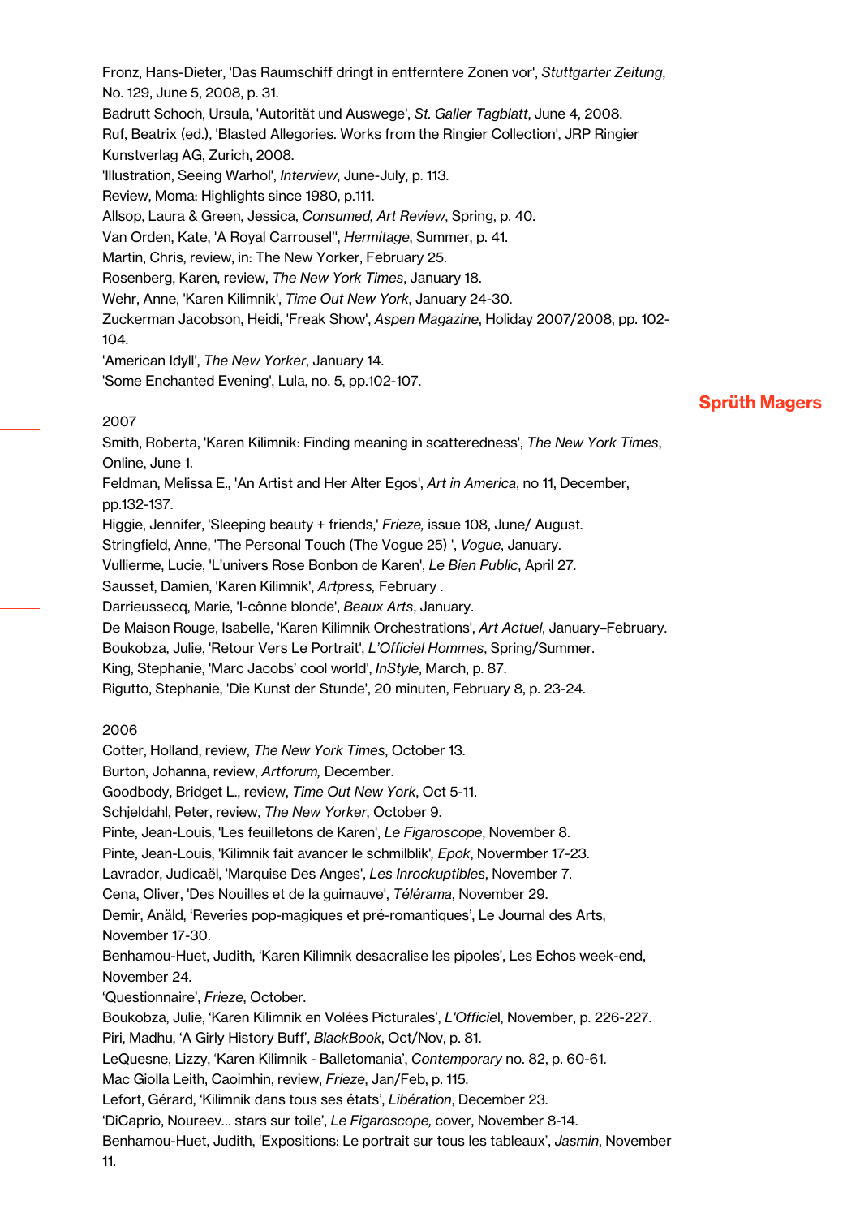Fronz, Hans-Dieter, 'Das Raumschiff dringt in entferntere Zonen vor', *Stuttgarter Zeitung*, No. 129, June 5, 2008, p. 31.
Badrutt Schoch, Ursula, 'Autorität und Auswege', *St. Galler Tagblatt*, June 4, 2008.
Ruf, Beatrix (ed.), 'Blasted Allegories. Works from the Ringier Collection', JRP Ringier Kunstverlag AG, Zurich, 2008.
'Illustration, Seeing Warhol', *Interview*, June-July, p. 113.
Review, Moma: Highlights since 1980, p.111.
Allsop, Laura & Green, Jessica, *Consumed, Art Review*, Spring, p. 40.
Van Orden, Kate, 'A Royal Carrousel'', *Hermitage*, Summer, p. 41.
Martin, Chris, review, in: The New Yorker, February 25.
Rosenberg, Karen, review, *The New York Times*, January 18.
Wehr, Anne, 'Karen Kilimnik', *Time Out New York*, January 24-30.
Zuckerman Jacobson, Heidi, 'Freak Show', *Aspen Magazine*, Holiday 2007/2008, pp. 102-104.
'American Idyll', *The New Yorker*, January 14.
'Some Enchanted Evening', Lula, no. 5, pp.102-107.

2007
Smith, Roberta, 'Karen Kilimnik: Finding meaning in scatteredness', *The New York Times*, Online, June 1.
Feldman, Melissa E., 'An Artist and Her Alter Egos', *Art in America*, no 11, December, pp.132-137.
Higgie, Jennifer, 'Sleeping beauty + friends,' *Frieze,* issue 108, June/ August.
Stringfield, Anne, 'The Personal Touch (The Vogue 25) ', *Vogue*, January.
Vullierme, Lucie, 'L'univers Rose Bonbon de Karen', *Le Bien Public*, April 27.
Sausset, Damien, 'Karen Kilimnik', *Artpress,* February .
Darrieussecq, Marie, 'I-cônne blonde', *Beaux Arts*, January.
De Maison Rouge, Isabelle, 'Karen Kilimnik Orchestrations', *Art Actuel*, January–February.
Boukobza, Julie, 'Retour Vers Le Portrait', *L'Officiel Hommes*, Spring/Summer.
King, Stephanie, 'Marc Jacobs' cool world', *InStyle*, March, p. 87.
Rigutto, Stephanie, 'Die Kunst der Stunde', 20 minuten, February 8, p. 23-24.

2006
Cotter, Holland, review, *The New York Times*, October 13.
Burton, Johanna, review, *Artforum,* December.
Goodbody, Bridget L., review, *Time Out New York*, Oct 5-11.
Schjeldahl, Peter, review, *The New Yorker*, October 9.
Pinte, Jean-Louis, 'Les feuilletons de Karen', *Le Figaroscope*, November 8.
Pinte, Jean-Louis, 'Kilimnik fait avancer le schmilblik', *Epok*, Novermber 17-23.
Lavrador, Judicaël, 'Marquise Des Anges', *Les Inrockuptibles*, November 7.
Cena, Oliver, 'Des Nouilles et de la guimauve', *Télérama*, November 29.
Demir, Anäld, 'Reveries pop-magiques et pré-romantiques', Le Journal des Arts, November 17-30.
Benhamou-Huet, Judith, 'Karen Kilimnik desacralise les pipoles', Les Echos week-end, November 24.
'Questionnaire', *Frieze*, October.
Boukobza, Julie, 'Karen Kilimnik en Volées Picturales', *L'Officie*l, November, p. 226-227.
Piri, Madhu, 'A Girly History Buff', *BlackBook*, Oct/Nov, p. 81.
LeQuesne, Lizzy, 'Karen Kilimnik - Balletomania', *Contemporary* no. 82, p. 60-61.
Mac Giolla Leith, Caoimhin, review, *Frieze*, Jan/Feb, p. 115.
Lefort, Gérard, 'Kilimnik dans tous ses états', *Libération*, December 23.
'DiCaprio, Noureev... stars sur toile', *Le Figaroscope,* cover, November 8-14.
Benhamou-Huet, Judith, 'Expositions: Le portrait sur tous les tableaux', *Jasmin*, November 11.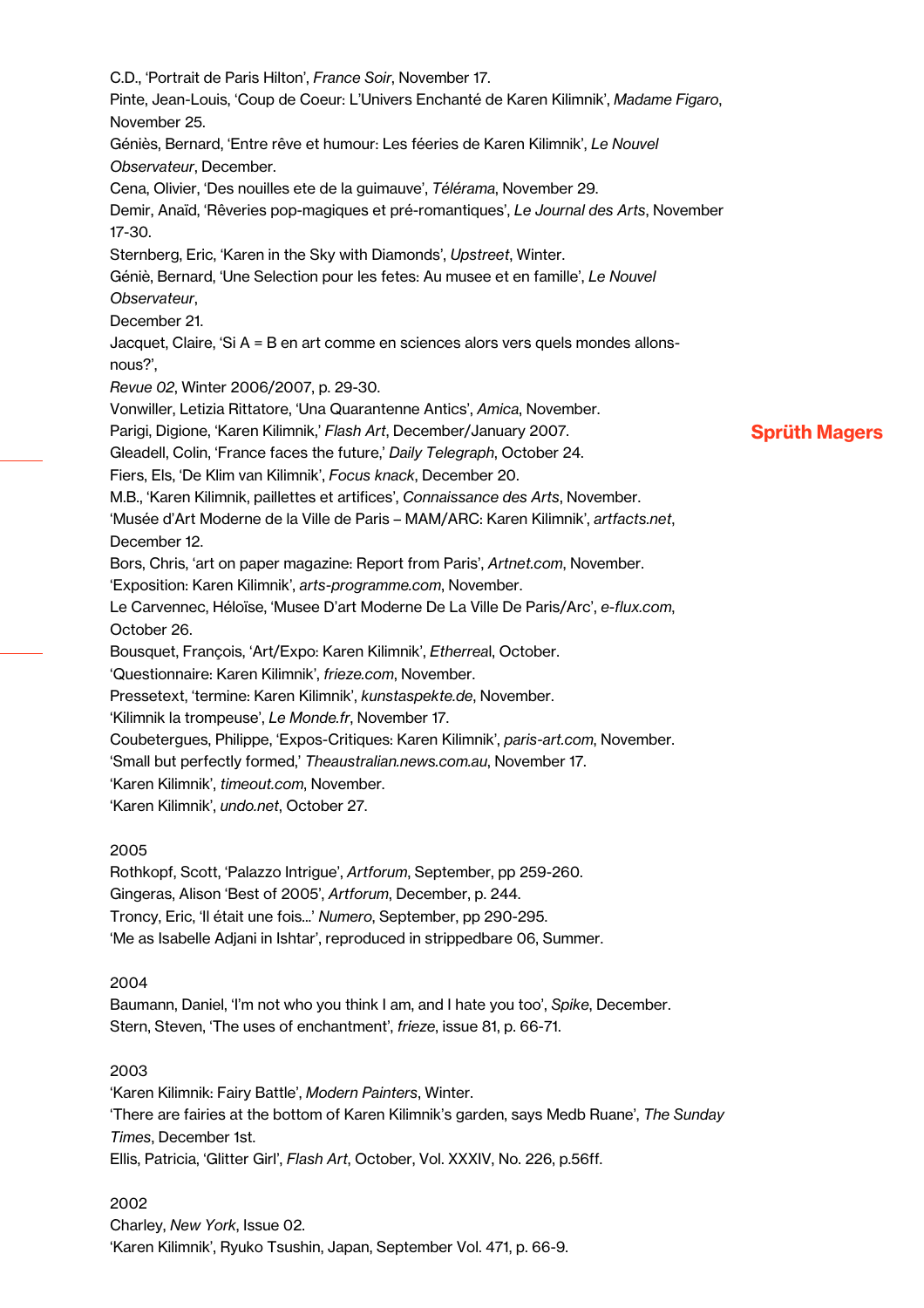C.D., 'Portrait de Paris Hilton', *France Soir*, November 17.
Pinte, Jean-Louis, 'Coup de Coeur: L'Univers Enchanté de Karen Kilimnik', *Madame Figaro*, November 25.
Géniès, Bernard, 'Entre rêve et humour: Les féeries de Karen Kilimnik', *Le Nouvel Observateur*, December.
Cena, Olivier, 'Des nouilles ete de la guimauve', *Télérama*, November 29.
Demir, Anaïd, 'Rêveries pop-magiques et pré-romantiques', *Le Journal des Arts*, November 17-30.
Sternberg, Eric, 'Karen in the Sky with Diamonds', *Upstreet*, Winter.
Géniè, Bernard, 'Une Selection pour les fetes: Au musee et en famille', *Le Nouvel Observateur*,
December 21.
Jacquet, Claire, 'Si A = B en art comme en sciences alors vers quels mondes allons-nous?',
*Revue 02*, Winter 2006/2007, p. 29-30.
Vonwiller, Letizia Rittatore, 'Una Quarantenne Antics', *Amica*, November.
Parigi, Digione, 'Karen Kilimnik,' *Flash Art*, December/January 2007.
Gleadell, Colin, 'France faces the future,' *Daily Telegraph*, October 24.
Fiers, Els, 'De Klim van Kilimnik', *Focus knack*, December 20.
M.B., 'Karen Kilimnik, paillettes et artifices', *Connaissance des Arts*, November.
'Musée d'Art Moderne de la Ville de Paris – MAM/ARC: Karen Kilimnik', *artfacts.net*, December 12.
Bors, Chris, 'art on paper magazine: Report from Paris', *Artnet.com*, November.
'Exposition: Karen Kilimnik', *arts-programme.com*, November.
Le Carvennec, Héloïse, 'Musee D'art Moderne De La Ville De Paris/Arc', *e-flux.com*, October 26.
Bousquet, François, 'Art/Expo: Karen Kilimnik', *Etherreal*, October.
'Questionnaire: Karen Kilimnik', *frieze.com*, November.
Pressetext, 'termine: Karen Kilimnik', *kunstaspekte.de*, November.
'Kilimnik la trompeuse', *Le Monde.fr*, November 17.
Coubetergues, Philippe, 'Expos-Critiques: Karen Kilimnik', *paris-art.com*, November.
'Small but perfectly formed,' *Theaustralian.news.com.au*, November 17.
'Karen Kilimnik', *timeout.com*, November.
'Karen Kilimnik', *undo.net*, October 27.

2005
Rothkopf, Scott, 'Palazzo Intrigue', *Artforum*, September, pp 259-260.
Gingeras, Alison 'Best of 2005', *Artforum*, December, p. 244.
Troncy, Eric, 'Il était une fois...' *Numero*, September, pp 290-295.
'Me as Isabelle Adjani in Ishtar', reproduced in strippedbare 06, Summer.

2004
Baumann, Daniel, 'I'm not who you think I am, and I hate you too', *Spike*, December.
Stern, Steven, 'The uses of enchantment', *frieze*, issue 81, p. 66-71.

2003
'Karen Kilimnik: Fairy Battle', *Modern Painters*, Winter.
'There are fairies at the bottom of Karen Kilimnik's garden, says Medb Ruane', *The Sunday Times*, December 1st.
Ellis, Patricia, 'Glitter Girl', *Flash Art*, October, Vol. XXXIV, No. 226, p.56ff.

2002
Charley, *New York*, Issue 02.
'Karen Kilimnik', Ryuko Tsushin, Japan, September Vol. 471, p. 66-9.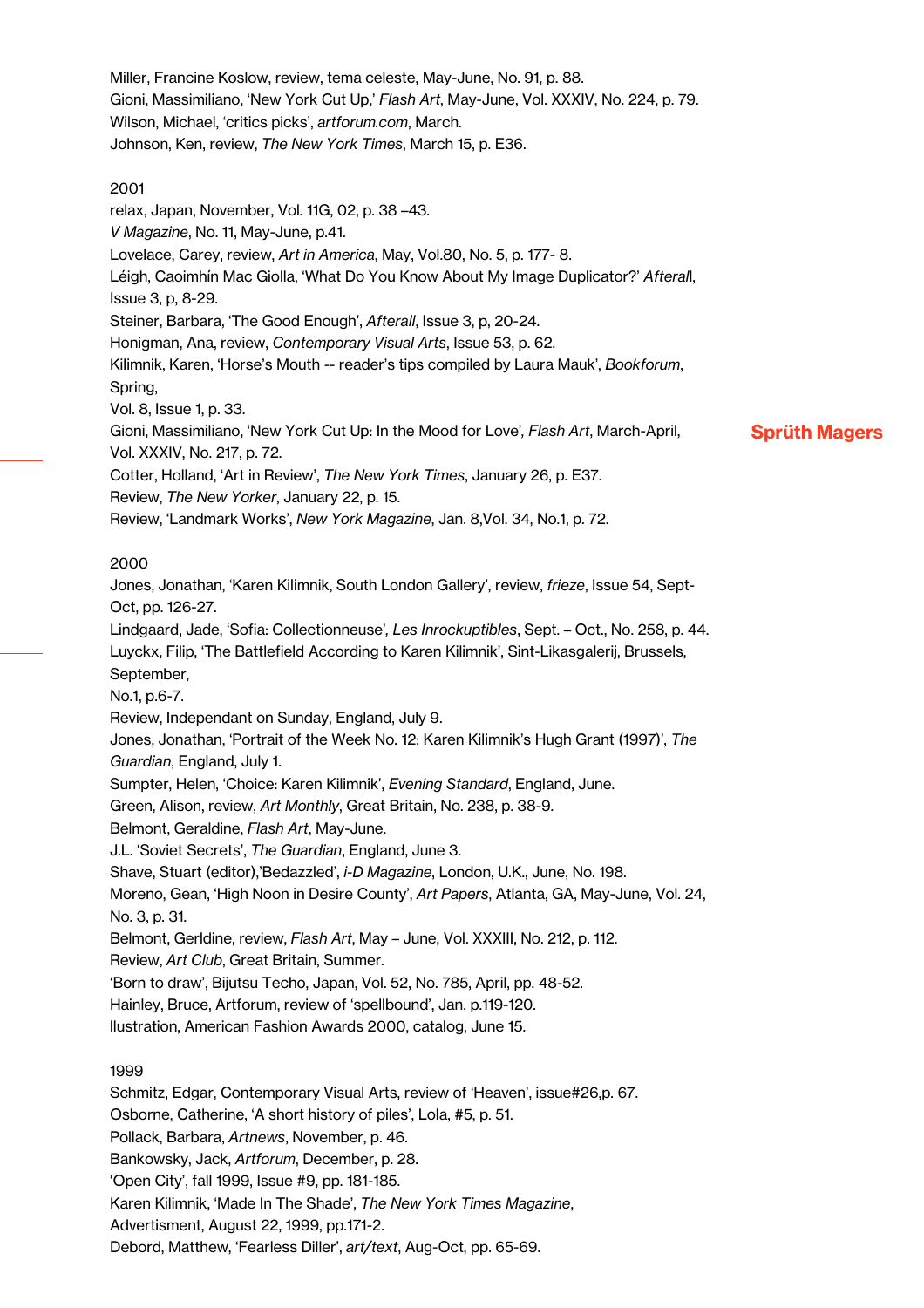Miller, Francine Koslow, review, tema celeste, May-June, No. 91, p. 88.
Gioni, Massimiliano, 'New York Cut Up,' *Flash Art*, May-June, Vol. XXXIV, No. 224, p. 79.
Wilson, Michael, 'critics picks', *artforum.com*, March.
Johnson, Ken, review, *The New York Times*, March 15, p. E36.

2001
relax, Japan, November, Vol. 11G, 02, p. 38 –43.
*V Magazine*, No. 11, May-June, p.41.
Lovelace, Carey, review, *Art in America*, May, Vol.80, No. 5, p. 177- 8.
Léigh, Caoimhín Mac Giolla, 'What Do You Know About My Image Duplicator?' *Afterall*, Issue 3, p, 8-29.
Steiner, Barbara, 'The Good Enough', *Afterall*, Issue 3, p, 20-24.
Honigman, Ana, review, *Contemporary Visual Arts*, Issue 53, p. 62.
Kilimnik, Karen, 'Horse's Mouth -- reader's tips compiled by Laura Mauk', *Bookforum*, Spring,
Vol. 8, Issue 1, p. 33.
Gioni, Massimiliano, 'New York Cut Up: In the Mood for Love', *Flash Art*, March-April, Vol. XXXIV, No. 217, p. 72.
Cotter, Holland, 'Art in Review', *The New York Times*, January 26, p. E37.
Review, *The New Yorker*, January 22, p. 15.
Review, 'Landmark Works', *New York Magazine*, Jan. 8,Vol. 34, No.1, p. 72.

2000
Jones, Jonathan, 'Karen Kilimnik, South London Gallery', review, *frieze*, Issue 54, Sept-Oct, pp. 126-27.
Lindgaard, Jade, 'Sofia: Collectionneuse', *Les Inrockuptibles*, Sept. – Oct., No. 258, p. 44.
Luyckx, Filip, 'The Battlefield According to Karen Kilimnik', Sint-Likasgalerij, Brussels, September,
No.1, p.6-7.
Review, Independant on Sunday, England, July 9.
Jones, Jonathan, 'Portrait of the Week No. 12: Karen Kilimnik's Hugh Grant (1997)', *The Guardian*, England, July 1.
Sumpter, Helen, 'Choice: Karen Kilimnik', *Evening Standard*, England, June.
Green, Alison, review, *Art Monthly*, Great Britain, No. 238, p. 38-9.
Belmont, Geraldine, *Flash Art*, May-June.
J.L. 'Soviet Secrets', *The Guardian*, England, June 3.
Shave, Stuart (editor),'Bedazzled', *i-D Magazine*, London, U.K., June, No. 198.
Moreno, Gean, 'High Noon in Desire County', *Art Papers*, Atlanta, GA, May-June, Vol. 24, No. 3, p. 31.
Belmont, Gerldine, review, *Flash Art*, May – June, Vol. XXXIII, No. 212, p. 112.
Review, *Art Club*, Great Britain, Summer.
'Born to draw', Bijutsu Techo, Japan, Vol. 52, No. 785, April, pp. 48-52.
Hainley, Bruce, Artforum, review of 'spellbound', Jan. p.119-120.
Illustration, American Fashion Awards 2000, catalog, June 15.

1999
Schmitz, Edgar, Contemporary Visual Arts, review of 'Heaven', issue#26,p. 67.
Osborne, Catherine, 'A short history of piles', Lola, #5, p. 51.
Pollack, Barbara, *Artnews*, November, p. 46.
Bankowsky, Jack, *Artforum*, December, p. 28.
'Open City', fall 1999, Issue #9, pp. 181-185.
Karen Kilimnik, 'Made In The Shade', *The New York Times Magazine*, Advertisment, August 22, 1999, pp.171-2.
Debord, Matthew, 'Fearless Diller', *art/text*, Aug-Oct, pp. 65-69.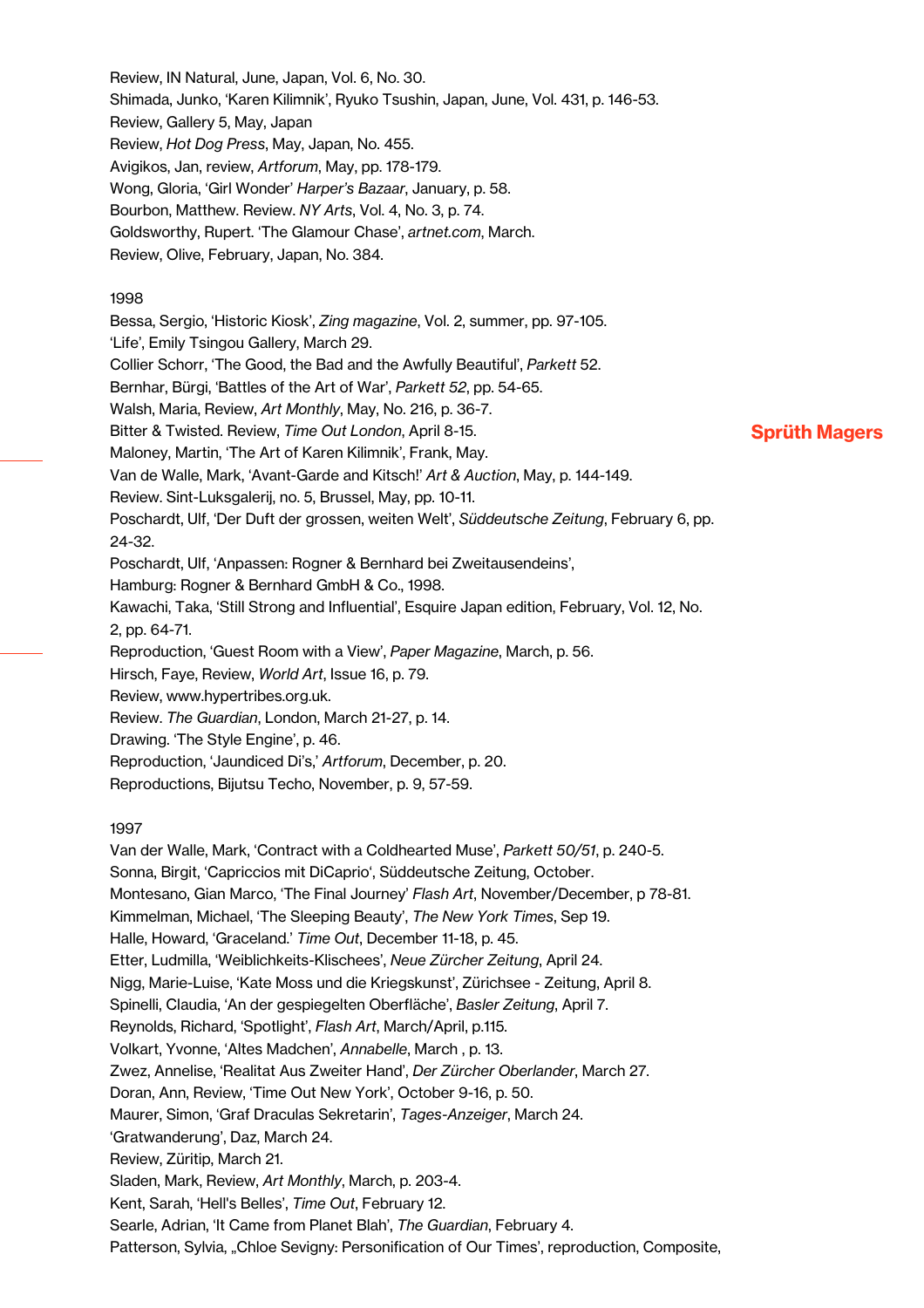Review, IN Natural, June, Japan, Vol. 6, No. 30.
Shimada, Junko, 'Karen Kilimnik', Ryuko Tsushin, Japan, June, Vol. 431, p. 146-53.
Review, Gallery 5, May, Japan
Review, *Hot Dog Press*, May, Japan, No. 455.
Avigikos, Jan, review, *Artforum*, May, pp. 178-179.
Wong, Gloria, 'Girl Wonder' *Harper's Bazaar*, January, p. 58.
Bourbon, Matthew. Review. *NY Arts*, Vol. 4, No. 3, p. 74.
Goldsworthy, Rupert. 'The Glamour Chase', *artnet.com*, March.
Review, Olive, February, Japan, No. 384.

1998

Bessa, Sergio, 'Historic Kiosk', *Zing magazine*, Vol. 2, summer, pp. 97-105.
'Life', Emily Tsingou Gallery, March 29.
Collier Schorr, 'The Good, the Bad and the Awfully Beautiful', *Parkett* 52.
Bernhar, Bürgi, 'Battles of the Art of War', *Parkett 52*, pp. 54-65.
Walsh, Maria, Review, *Art Monthly*, May, No. 216, p. 36-7.
Bitter & Twisted. Review, *Time Out London*, April 8-15.
Maloney, Martin, 'The Art of Karen Kilimnik', Frank, May.
Van de Walle, Mark, 'Avant-Garde and Kitsch!' *Art & Auction*, May, p. 144-149.
Review. Sint-Luksgalerij, no. 5, Brussel, May, pp. 10-11.
Poschardt, Ulf, 'Der Duft der grossen, weiten Welt', *Süddeutsche Zeitung*, February 6, pp. 24-32.
Poschardt, Ulf, 'Anpassen: Rogner & Bernhard bei Zweitausendeins',
Hamburg: Rogner & Bernhard GmbH & Co., 1998.
Kawachi, Taka, 'Still Strong and Influential', Esquire Japan edition, February, Vol. 12, No. 2, pp. 64-71.
Reproduction, 'Guest Room with a View', *Paper Magazine*, March, p. 56.
Hirsch, Faye, Review, *World Art*, Issue 16, p. 79.
Review, www.hypertribes.org.uk.
Review. *The Guardian*, London, March 21-27, p. 14.
Drawing. 'The Style Engine', p. 46.
Reproduction, 'Jaundiced Di's,' *Artforum*, December, p. 20.
Reproductions, Bijutsu Techo, November, p. 9, 57-59.

1997

Van der Walle, Mark, 'Contract with a Coldhearted Muse', *Parkett 50/51*, p. 240-5.
Sonna, Birgit, 'Capriccios mit DiCaprio', Süddeutsche Zeitung, October.
Montesano, Gian Marco, 'The Final Journey' *Flash Art*, November/December, p 78-81.
Kimmelman, Michael, 'The Sleeping Beauty', *The New York Times*, Sep 19.
Halle, Howard, 'Graceland.' *Time Out*, December 11-18, p. 45.
Etter, Ludmilla, 'Weiblichkeits-Klischees', *Neue Zürcher Zeitung*, April 24.
Nigg, Marie-Luise, 'Kate Moss und die Kriegskunst', Zürichsee - Zeitung, April 8.
Spinelli, Claudia, 'An der gespiegelten Oberfläche', *Basler Zeitung*, April 7.
Reynolds, Richard, 'Spotlight', *Flash Art*, March/April, p.115.
Volkart, Yvonne, 'Altes Madchen', *Annabelle*, March , p. 13.
Zwez, Annelise, 'Realitat Aus Zweiter Hand', *Der Zürcher Oberlander*, March 27.
Doran, Ann, Review, 'Time Out New York', October 9-16, p. 50.
Maurer, Simon, 'Graf Draculas Sekretarin', *Tages-Anzeiger*, March 24.
'Gratwanderung', Daz, March 24.
Review, Züritip, March 21.
Sladen, Mark, Review, *Art Monthly*, March, p. 203-4.
Kent, Sarah, 'Hell's Belles', *Time Out*, February 12.
Searle, Adrian, 'It Came from Planet Blah', *The Guardian*, February 4.
Patterson, Sylvia, „Chloe Sevigny: Personification of Our Times', reproduction, Composite,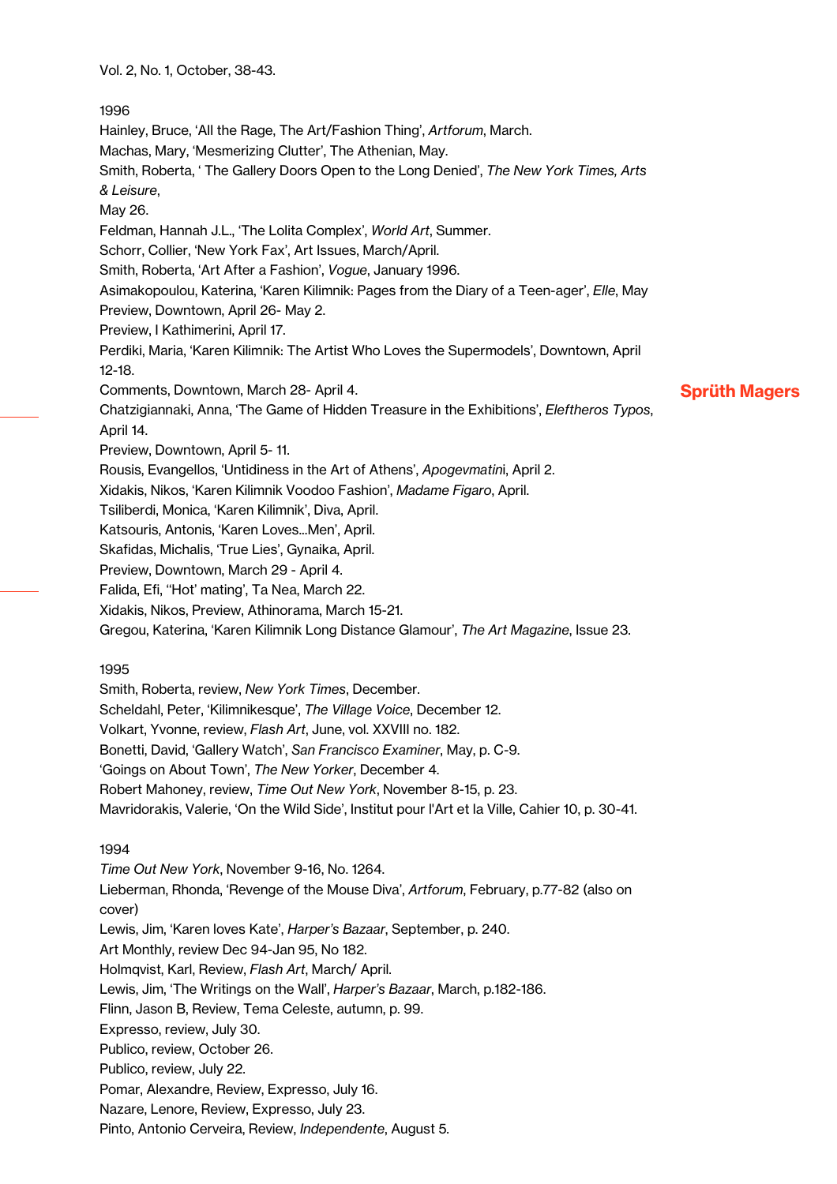Vol. 2, No. 1, October, 38-43.

1996

Hainley, Bruce, ‘All the Rage, The Art/Fashion Thing’, *Artforum*, March.
Machas, Mary, ‘Mesmerizing Clutter’, The Athenian, May.
Smith, Roberta, ‘ The Gallery Doors Open to the Long Denied’, *The New York Times, Arts & Leisure*,
May 26.
Feldman, Hannah J.L., ‘The Lolita Complex’, *World Art*, Summer.
Schorr, Collier, ‘New York Fax’, Art Issues, March/April.
Smith, Roberta, ‘Art After a Fashion’, *Vogue*, January 1996.
Asimakopoulou, Katerina, ‘Karen Kilimnik: Pages from the Diary of a Teen-ager’, *Elle*, May
Preview, Downtown, April 26- May 2.
Preview, I Kathimerini, April 17.
Perdiki, Maria, ‘Karen Kilimnik: The Artist Who Loves the Supermodels’, Downtown, April 12-18.
Comments, Downtown, March 28- April 4.
Chatzigiannaki, Anna, ‘The Game of Hidden Treasure in the Exhibitions’, *Eleftheros Typos*, April 14.
Preview, Downtown, April 5- 11.
Rousis, Evangellos, ‘Untidiness in the Art of Athens’, *Apogevmatini*, April 2.
Xidakis, Nikos, ‘Karen Kilimnik Voodoo Fashion’, *Madame Figaro*, April.
Tsiliberdi, Monica, ‘Karen Kilimnik’, Diva, April.
Katsouris, Antonis, ‘Karen Loves...Men’, April.
Skafidas, Michalis, ‘True Lies’, Gynaika, April.
Preview, Downtown, March 29 - April 4.
Falida, Efi, ‘‘Hot’ mating’, Ta Nea, March 22.
Xidakis, Nikos, Preview, Athinorama, March 15-21.
Gregou, Katerina, ‘Karen Kilimnik Long Distance Glamour’, *The Art Magazine*, Issue 23.

1995

Smith, Roberta, review, *New York Times*, December.
Scheldahl, Peter, ‘Kilimnikesque’, *The Village Voice*, December 12.
Volkart, Yvonne, review, *Flash Art*, June, vol. XXVIII no. 182.
Bonetti, David, ‘Gallery Watch’, *San Francisco Examiner*, May, p. C-9.
‘Goings on About Town’, *The New Yorker*, December 4.
Robert Mahoney, review, *Time Out New York*, November 8-15, p. 23.
Mavridorakis, Valerie, ‘On the Wild Side’, Institut pour l'Art et la Ville, Cahier 10, p. 30-41.

1994

*Time Out New York*, November 9-16, No. 1264.
Lieberman, Rhonda, ‘Revenge of the Mouse Diva’, *Artforum*, February, p.77-82 (also on cover)
Lewis, Jim, ‘Karen loves Kate’, *Harper's Bazaar*, September, p. 240.
Art Monthly, review Dec 94-Jan 95, No 182.
Holmqvist, Karl, Review, *Flash Art*, March/ April.
Lewis, Jim, ‘The Writings on the Wall’, *Harper's Bazaar*, March, p.182-186.
Flinn, Jason B, Review, Tema Celeste, autumn, p. 99.
Expresso, review, July 30.
Publico, review, October 26.
Publico, review, July 22.
Pomar, Alexandre, Review, Expresso, July 16.
Nazare, Lenore, Review, Expresso, July 23.
Pinto, Antonio Cerveira, Review, *Independente*, August 5.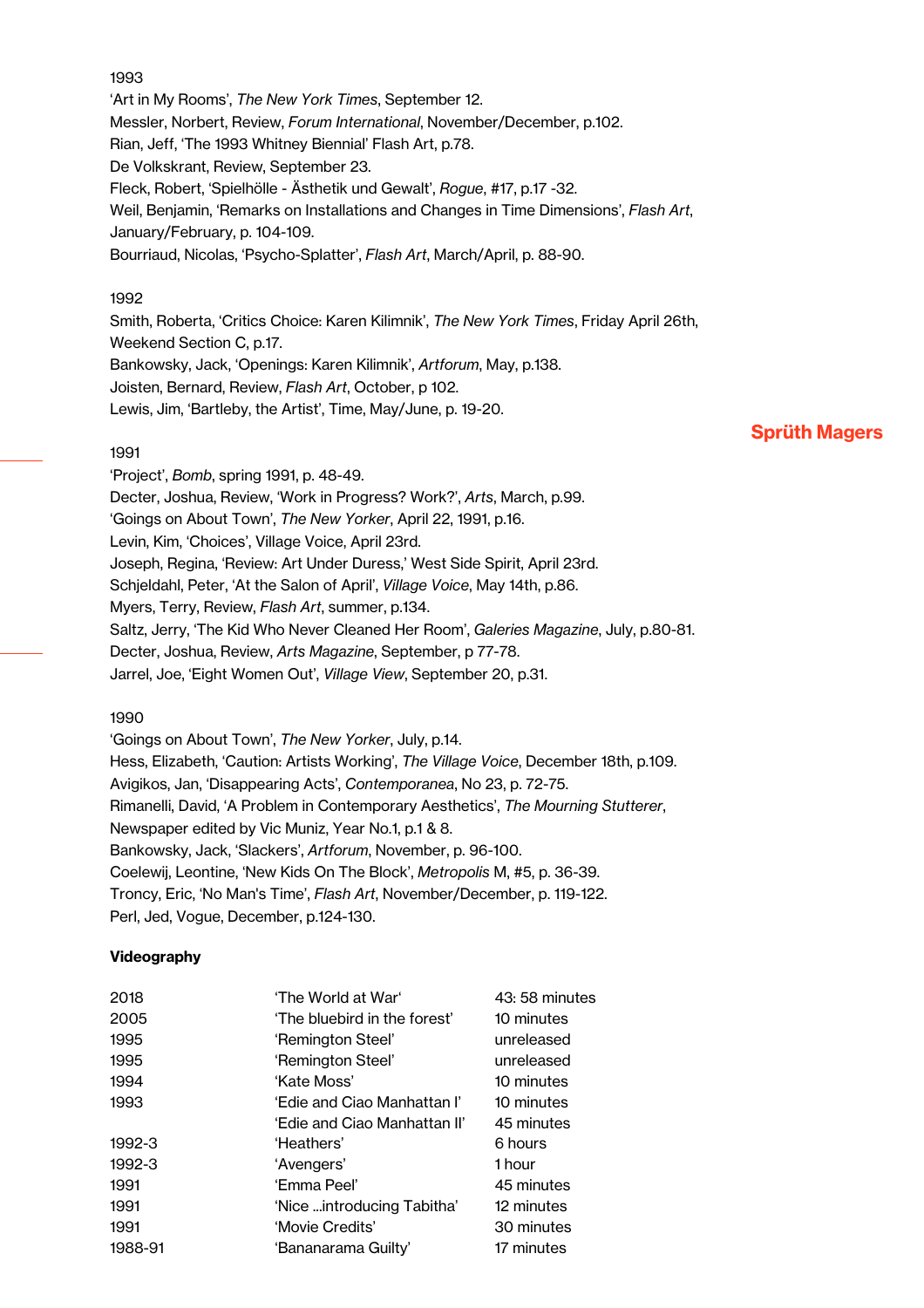1993

'Art in My Rooms', *The New York Times*, September 12.

Messler, Norbert, Review, *Forum International*, November/December, p.102.

Rian, Jeff, 'The 1993 Whitney Biennial' Flash Art, p.78.

De Volkskrant, Review, September 23.

Fleck, Robert, 'Spielhölle - Ästhetik und Gewalt', *Rogue*, #17, p.17 -32.

Weil, Benjamin, 'Remarks on Installations and Changes in Time Dimensions', *Flash Art*, January/February, p. 104-109.

Bourriaud, Nicolas, 'Psycho-Splatter', *Flash Art*, March/April, p. 88-90.

1992

Smith, Roberta, 'Critics Choice: Karen Kilimnik', *The New York Times*, Friday April 26th, Weekend Section C, p.17.

Bankowsky, Jack, 'Openings: Karen Kilimnik', *Artforum*, May, p.138.

Joisten, Bernard, Review, *Flash Art*, October, p 102.

Lewis, Jim, 'Bartleby, the Artist', Time, May/June, p. 19-20.

1991

'Project', *Bomb*, spring 1991, p. 48-49.

Decter, Joshua, Review, 'Work in Progress? Work?', *Arts*, March, p.99.

'Goings on About Town', *The New Yorker*, April 22, 1991, p.16.

Levin, Kim, 'Choices', Village Voice, April 23rd.

Joseph, Regina, 'Review: Art Under Duress,' West Side Spirit, April 23rd.

Schjeldahl, Peter, 'At the Salon of April', *Village Voice*, May 14th, p.86.

Myers, Terry, Review, *Flash Art*, summer, p.134.

Saltz, Jerry, 'The Kid Who Never Cleaned Her Room', *Galeries Magazine*, July, p.80-81.

Decter, Joshua, Review, *Arts Magazine*, September, p 77-78.

Jarrel, Joe, 'Eight Women Out', *Village View*, September 20, p.31.

1990

'Goings on About Town', *The New Yorker*, July, p.14.

Hess, Elizabeth, 'Caution: Artists Working', *The Village Voice*, December 18th, p.109.

Avigikos, Jan, 'Disappearing Acts', *Contemporanea*, No 23, p. 72-75.

Rimanelli, David, 'A Problem in Contemporary Aesthetics', *The Mourning Stutterer*, Newspaper edited by Vic Muniz, Year No.1, p.1 & 8.

Bankowsky, Jack, 'Slackers', *Artforum*, November, p. 96-100.

Coelewij, Leontine, 'New Kids On The Block', *Metropolis* M, #5, p. 36-39.

Troncy, Eric, 'No Man's Time', *Flash Art*, November/December, p. 119-122.

Perl, Jed, Vogue, December, p.124-130.

**Videography**

| | | |
|---|---|---|
| 2018 | 'The World at War' | 43: 58 minutes |
| 2005 | 'The bluebird in the forest' | 10 minutes |
| 1995 | 'Remington Steel' | unreleased |
| 1995 | 'Remington Steel' | unreleased |
| 1994 | 'Kate Moss' | 10 minutes |
| 1993 | 'Edie and Ciao Manhattan I' | 10 minutes |
| | 'Edie and Ciao Manhattan II' | 45 minutes |
| 1992-3 | 'Heathers' | 6 hours |
| 1992-3 | 'Avengers' | 1 hour |
| 1991 | 'Emma Peel' | 45 minutes |
| 1991 | 'Nice ...introducing Tabitha' | 12 minutes |
| 1991 | 'Movie Credits' | 30 minutes |
| 1988-91 | 'Bananarama Guilty' | 17 minutes |